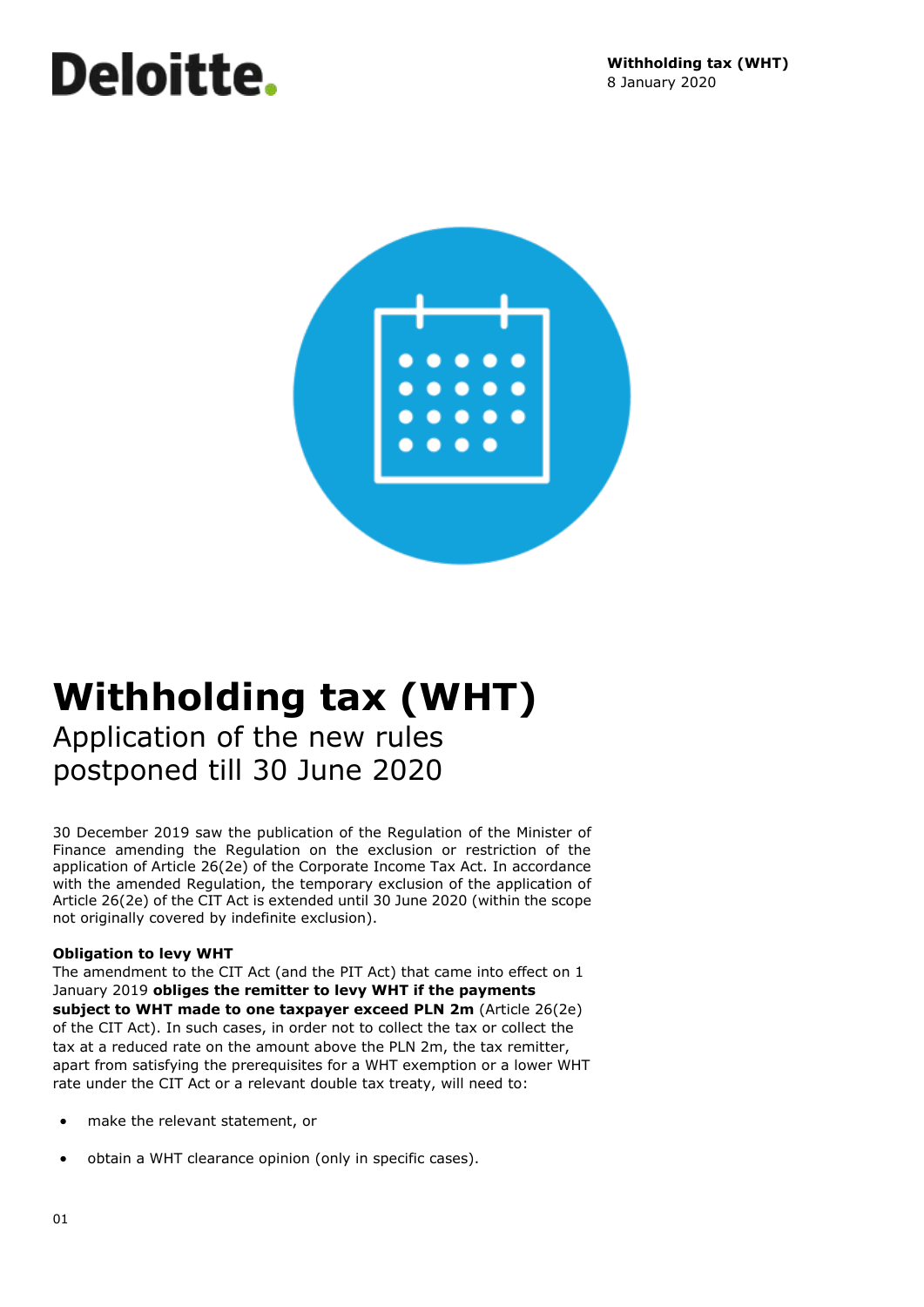# Withholding tax (WHT)

## Application of the new rules postponed till 30 June 2020

30 December 2019 saw the publication of the Regulation of the Minister of Finance amending the Regulation on the exclusion or restriction of the application of Article 26(2e) of the Corporate Income Tax Act. In accordance with the amended Regulation, the temporary exclusion of the application of Article 26(2e) of the CIT Act is extended until 30 June 2020 (within the scope not originally covered by indefinite exclusion).

**Obligation to levy WHT**

The amendment to the CIT Act (and the PIT Act) that came into effect on 1 January 2019 **obliges the remitter to levy WHT if the payments subject to WHT made to one taxpayer exceed PLN 2m** (Article 26(2e) of the CIT Act). In such cases, in order not to collect the tax or collect the tax at a reduced rate on the amount above the PLN 2m, the tax remitter, apart from satisfying the prerequisites for a WHT exemption or a lower WHT rate under the CIT Act or a relevant double tax treaty, will need to:

- make the relevant statement, or
- obtain a WHT clearance opinion (only in specific cases).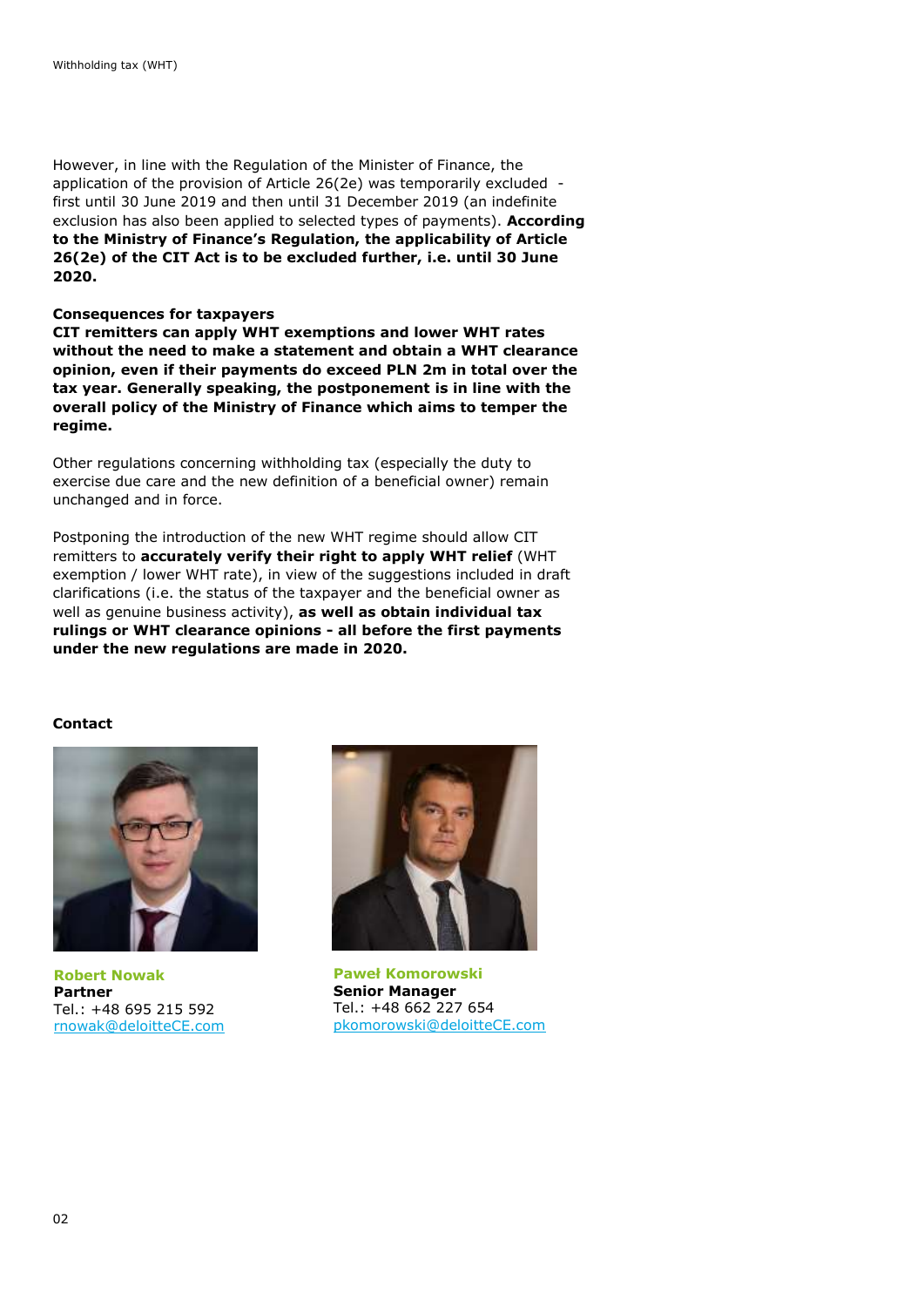However, in line with the Regulation of the Minister of Finance, the application of the provision of Article 26(2e) was temporarily excluded - first until 30 June 2019 and then until 31 December 2019 (an indefinite exclusion has also been applied to selected types of payments). **According to the Ministry of Finance's Regulation, the applicability of Article 26(2e) of the CIT Act is to be excluded further, i.e. until 30 June 2020.**

**Consequences for taxpayers**

**CIT remitters can apply WHT exemptions and lower WHT rates without the need to make a statement and obtain a WHT clearance opinion, even if their payments do exceed PLN 2m in total over the tax year. Generally speaking, the postponement is in line with the overall policy of the Ministry of Finance which aims to temper the regime.**

Other regulations concerning withholding tax (especially the duty to exercise due care and the new definition of a beneficial owner) remain unchanged and in force.

Postponing the introduction of the new WHT regime should allow CIT remitters to **accurately verify their right to apply WHT relief** (WHT exemption / lower WHT rate), in view of the suggestions included in draft clarifications (i.e. the status of the taxpayer and the beneficial owner as well as genuine business activity), **as well as obtain individual tax rulings or WHT clearance opinions - all before the first payments under the new regulations are made in 2020.**

**Contact**

**Robert Nowak**
**Partner**
Tel.: +48 695 215 592
rnowak@deloitteCE.com

**Paweł Komorowski**
**Senior Manager**
Tel.: +48 662 227 654
pkomorowski@deloitteCE.com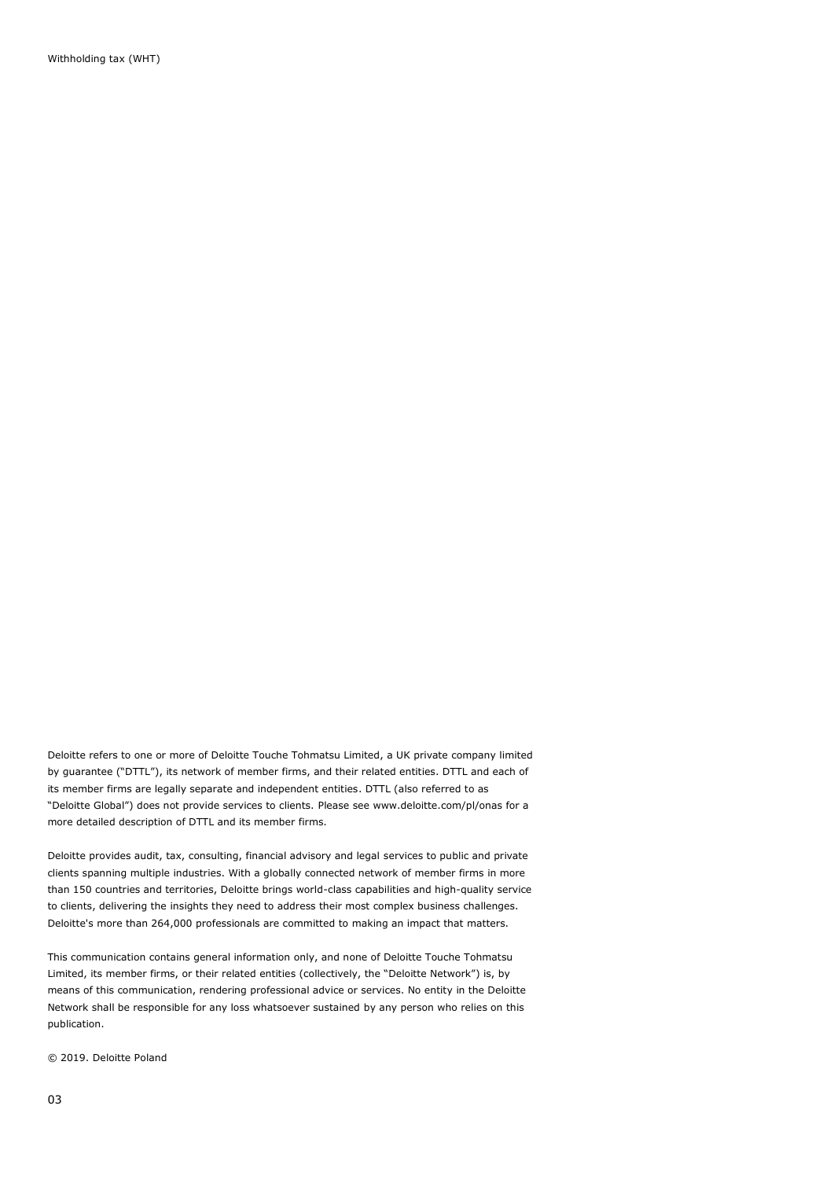Deloitte refers to one or more of Deloitte Touche Tohmatsu Limited, a UK private company limited by guarantee ("DTTL"), its network of member firms, and their related entities. DTTL and each of its member firms are legally separate and independent entities. DTTL (also referred to as "Deloitte Global") does not provide services to clients. Please see www.deloitte.com/pl/onas for a more detailed description of DTTL and its member firms.

Deloitte provides audit, tax, consulting, financial advisory and legal services to public and private clients spanning multiple industries. With a globally connected network of member firms in more than 150 countries and territories, Deloitte brings world-class capabilities and high-quality service to clients, delivering the insights they need to address their most complex business challenges. Deloitte's more than 264,000 professionals are committed to making an impact that matters.

This communication contains general information only, and none of Deloitte Touche Tohmatsu Limited, its member firms, or their related entities (collectively, the "Deloitte Network") is, by means of this communication, rendering professional advice or services. No entity in the Deloitte Network shall be responsible for any loss whatsoever sustained by any person who relies on this publication.

© 2019. Deloitte Poland